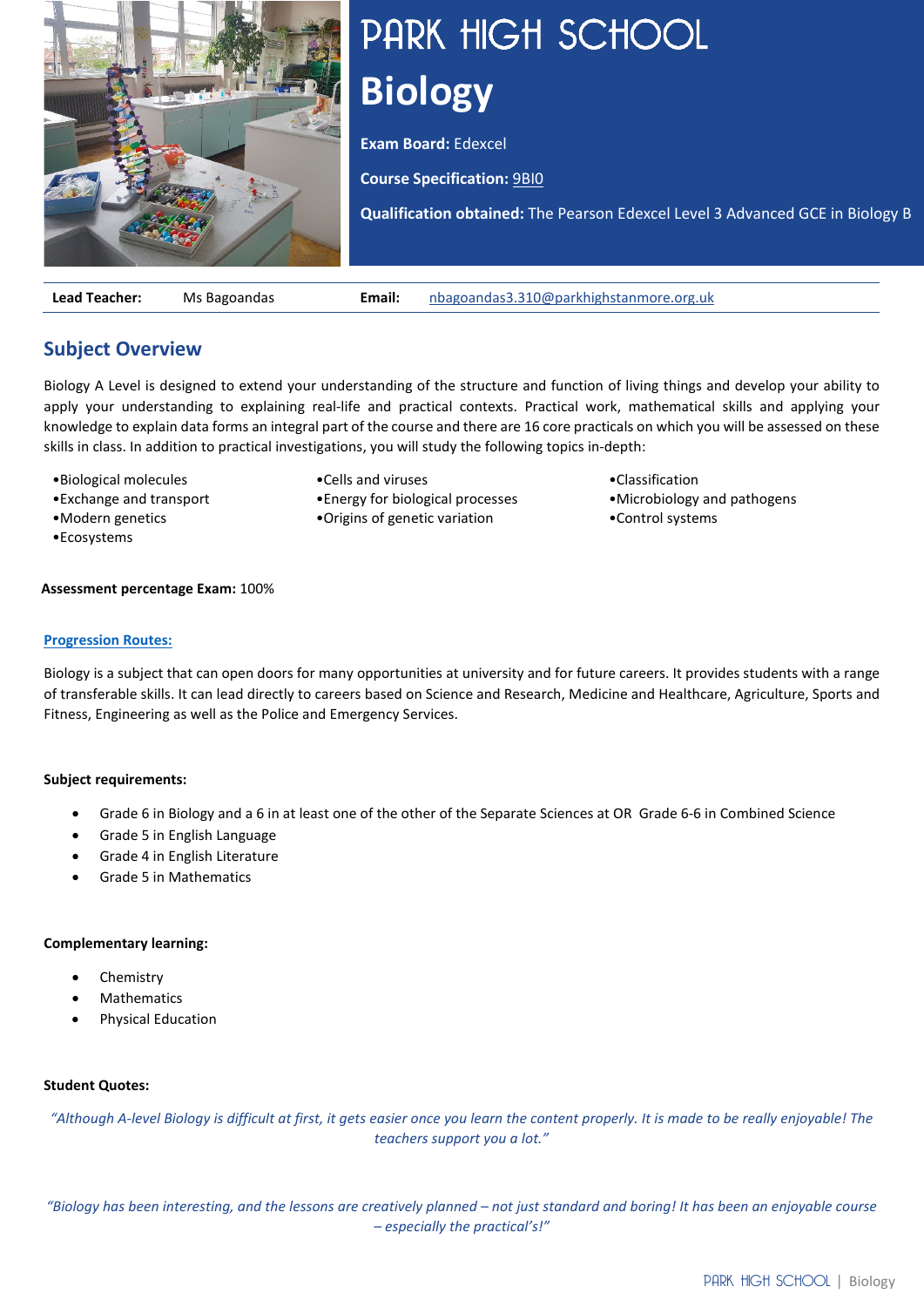# PARK HIGH SCHOOL

# Biology

**Exam Board:** Edexcel

**Course Specification:** 9BI0

**Qualification obtained:** The Pearson Edexcel Level 3 Advanced GCE in Biology B

| **Lead Teacher:** | Ms Bagoandas | **Email:** | nbagoandas3.310@parkhighstanmore.org.uk |
|---|---|---|---|

## Subject Overview

Biology A Level is designed to extend your understanding of the structure and function of living things and develop your ability to apply your understanding to explaining real-life and practical contexts. Practical work, mathematical skills and applying your knowledge to explain data forms an integral part of the course and there are 16 core practicals on which you will be assessed on these skills in class. In addition to practical investigations, you will study the following topics in-depth:

- Biological molecules
- Exchange and transport
- Modern genetics
- Ecosystems
- Cells and viruses
- Energy for biological processes
- Origins of genetic variation
- Classification
- Microbiology and pathogens
- Control systems

**Assessment percentage Exam:** 100%

**Progression Routes:**

Biology is a subject that can open doors for many opportunities at university and for future careers. It provides students with a range of transferable skills. It can lead directly to careers based on Science and Research, Medicine and Healthcare, Agriculture, Sports and Fitness, Engineering as well as the Police and Emergency Services.

**Subject requirements:**

- Grade 6 in Biology and a 6 in at least one of the other of the Separate Sciences at OR Grade 6-6 in Combined Science
- Grade 5 in English Language
- Grade 4 in English Literature
- Grade 5 in Mathematics

**Complementary learning:**

- Chemistry
- Mathematics
- Physical Education

**Student Quotes:**

*"Although A-level Biology is difficult at first, it gets easier once you learn the content properly. It is made to be really enjoyable! The teachers support you a lot."*

*"Biology has been interesting, and the lessons are creatively planned – not just standard and boring! It has been an enjoyable course – especially the practical's!"*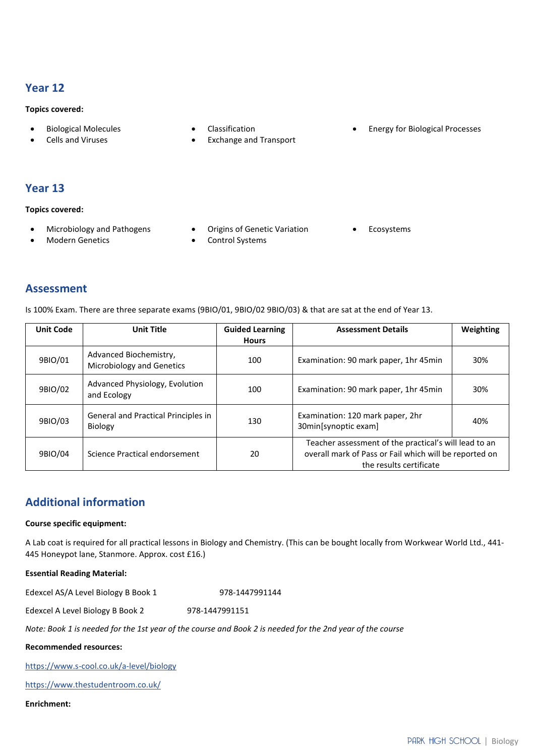## Year 12

**Topics covered:**

- Biological Molecules
- Cells and Viruses
- Classification
- Exchange and Transport
- Energy for Biological Processes

## Year 13

**Topics covered:**

- Microbiology and Pathogens
- Modern Genetics
- Origins of Genetic Variation
- Control Systems
- Ecosystems

## Assessment

Is 100% Exam. There are three separate exams (9BIO/01, 9BIO/02 9BIO/03) & that are sat at the end of Year 13.

| Unit Code | Unit Title | Guided Learning Hours | Assessment Details | Weighting |
|---|---|---|---|---|
| 9BIO/01 | Advanced Biochemistry, Microbiology and Genetics | 100 | Examination: 90 mark paper, 1hr 45min | 30% |
| 9BIO/02 | Advanced Physiology, Evolution and Ecology | 100 | Examination: 90 mark paper, 1hr 45min | 30% |
| 9BIO/03 | General and Practical Principles in Biology | 130 | Examination: 120 mark paper, 2hr 30min[synoptic exam] | 40% |
| 9BIO/04 | Science Practical endorsement | 20 | Teacher assessment of the practical's will lead to an overall mark of Pass or Fail which will be reported on the results certificate | |

## Additional information

**Course specific equipment:**

A Lab coat is required for all practical lessons in Biology and Chemistry. (This can be bought locally from Workwear World Ltd., 441-445 Honeypot lane, Stanmore. Approx. cost £16.)

**Essential Reading Material:**

Edexcel AS/A Level Biology B Book 1 978-1447991144

Edexcel A Level Biology B Book 2 978-1447991151

*Note: Book 1 is needed for the 1st year of the course and Book 2 is needed for the 2nd year of the course*

**Recommended resources:**

https://www.s-cool.co.uk/a-level/biology

https://www.thestudentroom.co.uk/

**Enrichment:**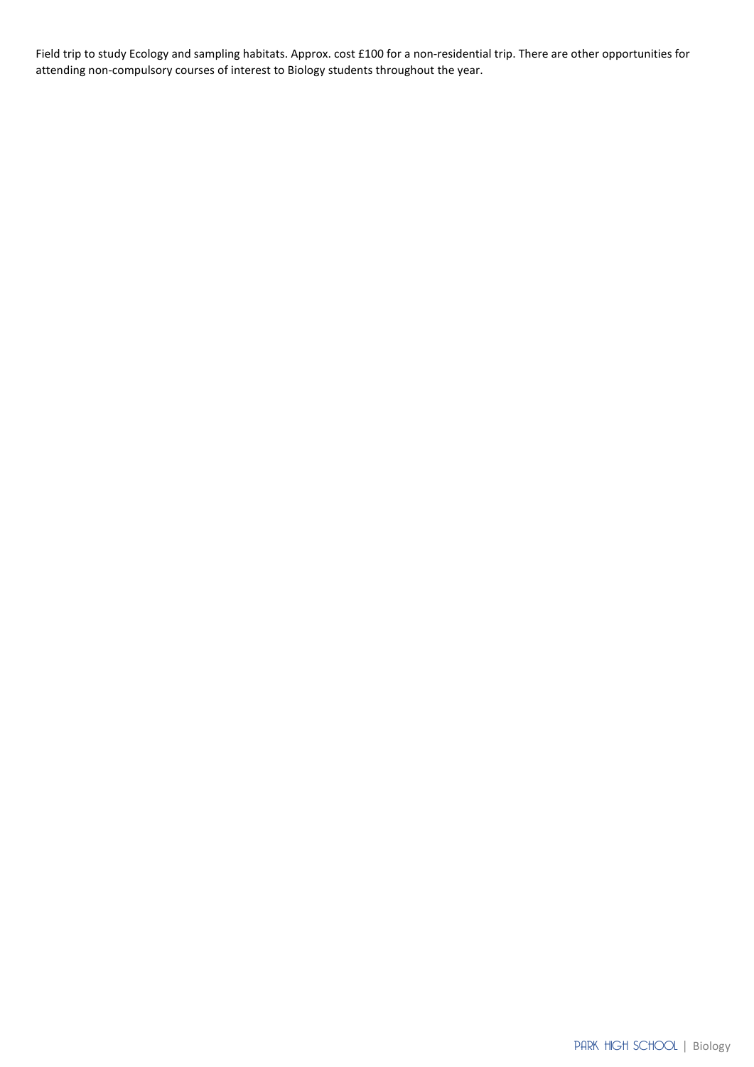Field trip to study Ecology and sampling habitats. Approx. cost £100 for a non-residential trip. There are other opportunities for attending non-compulsory courses of interest to Biology students throughout the year.